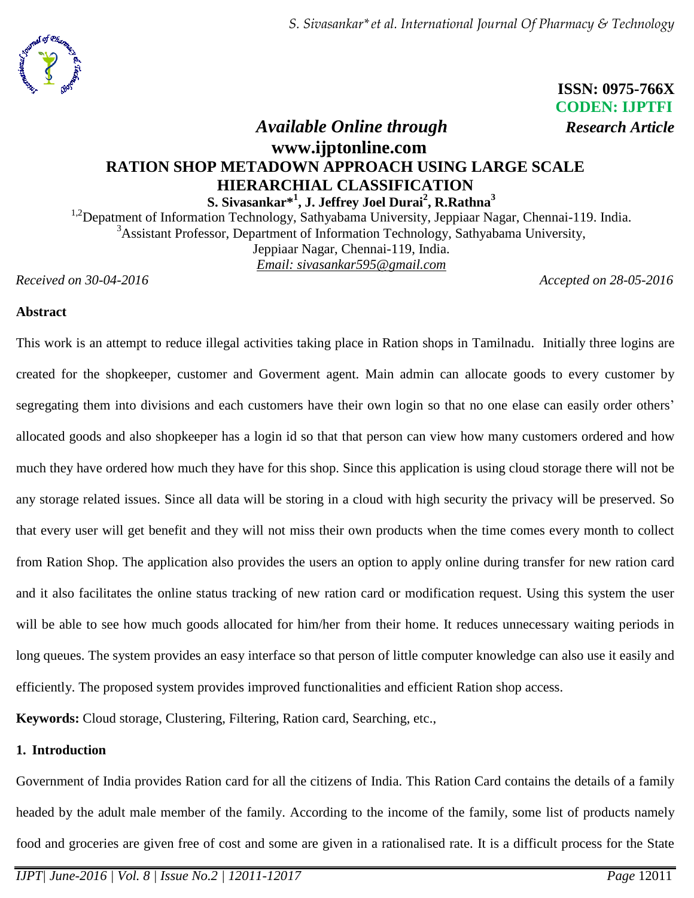ISSN: 0975-766X
CODEN: IJPTFI

*Available Online through* *Research Article*

www.ijptonline.com

# RATION SHOP METADOWN APPROACH USING LARGE SCALE HIERARCHIAL CLASSIFICATION

**S. Sivasankar*[1], J. Jeffrey Joel Durai[2], R.Rathna[3]**

[1,2]Depatment of Information Technology, Sathyabama University, Jeppiaar Nagar, Chennai-119. India.
[3]Assistant Professor, Department of Information Technology, Sathyabama University, Jeppiaar Nagar, Chennai-119, India.
*Email: sivasankar595@gmail.com*

*Received on 30-04-2016* *Accepted on 28-05-2016*

## Abstract

This work is an attempt to reduce illegal activities taking place in Ration shops in Tamilnadu. Initially three logins are created for the shopkeeper, customer and Goverment agent. Main admin can allocate goods to every customer by segregating them into divisions and each customers have their own login so that no one elase can easily order others' allocated goods and also shopkeeper has a login id so that that person can view how many customers ordered and how much they have ordered how much they have for this shop. Since this application is using cloud storage there will not be any storage related issues. Since all data will be storing in a cloud with high security the privacy will be preserved. So that every user will get benefit and they will not miss their own products when the time comes every month to collect from Ration Shop. The application also provides the users an option to apply online during transfer for new ration card and it also facilitates the online status tracking of new ration card or modification request. Using this system the user will be able to see how much goods allocated for him/her from their home. It reduces unnecessary waiting periods in long queues. The system provides an easy interface so that person of little computer knowledge can also use it easily and efficiently. The proposed system provides improved functionalities and efficient Ration shop access.

**Keywords:** Cloud storage, Clustering, Filtering, Ration card, Searching, etc.,

## 1. Introduction

Government of India provides Ration card for all the citizens of India. This Ration Card contains the details of a family headed by the adult male member of the family. According to the income of the family, some list of products namely food and groceries are given free of cost and some are given in a rationalised rate. It is a difficult process for the State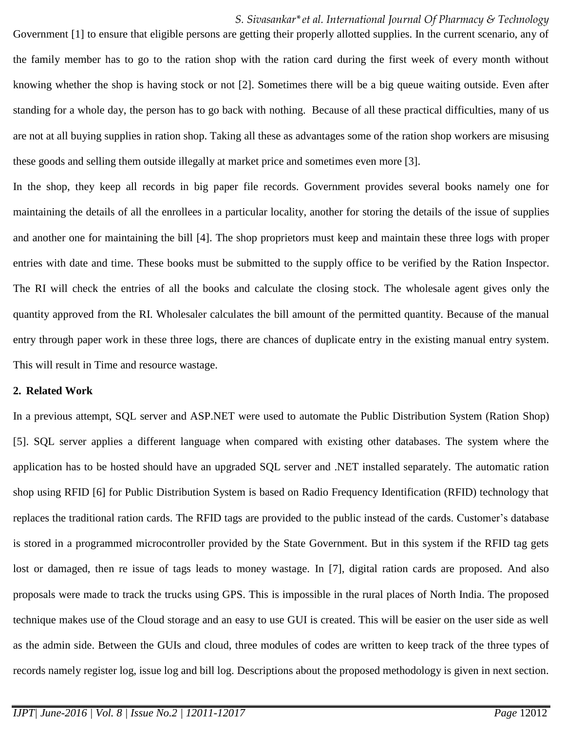Government [1] to ensure that eligible persons are getting their properly allotted supplies. In the current scenario, any of the family member has to go to the ration shop with the ration card during the first week of every month without knowing whether the shop is having stock or not [2]. Sometimes there will be a big queue waiting outside. Even after standing for a whole day, the person has to go back with nothing. Because of all these practical difficulties, many of us are not at all buying supplies in ration shop. Taking all these as advantages some of the ration shop workers are misusing these goods and selling them outside illegally at market price and sometimes even more [3].

In the shop, they keep all records in big paper file records. Government provides several books namely one for maintaining the details of all the enrollees in a particular locality, another for storing the details of the issue of supplies and another one for maintaining the bill [4]. The shop proprietors must keep and maintain these three logs with proper entries with date and time. These books must be submitted to the supply office to be verified by the Ration Inspector. The RI will check the entries of all the books and calculate the closing stock. The wholesale agent gives only the quantity approved from the RI. Wholesaler calculates the bill amount of the permitted quantity. Because of the manual entry through paper work in these three logs, there are chances of duplicate entry in the existing manual entry system. This will result in Time and resource wastage.

## 2. Related Work

In a previous attempt, SQL server and ASP.NET were used to automate the Public Distribution System (Ration Shop) [5]. SQL server applies a different language when compared with existing other databases. The system where the application has to be hosted should have an upgraded SQL server and .NET installed separately. The automatic ration shop using RFID [6] for Public Distribution System is based on Radio Frequency Identification (RFID) technology that replaces the traditional ration cards. The RFID tags are provided to the public instead of the cards. Customer's database is stored in a programmed microcontroller provided by the State Government. But in this system if the RFID tag gets lost or damaged, then re issue of tags leads to money wastage. In [7], digital ration cards are proposed. And also proposals were made to track the trucks using GPS. This is impossible in the rural places of North India. The proposed technique makes use of the Cloud storage and an easy to use GUI is created. This will be easier on the user side as well as the admin side. Between the GUIs and cloud, three modules of codes are written to keep track of the three types of records namely register log, issue log and bill log. Descriptions about the proposed methodology is given in next section.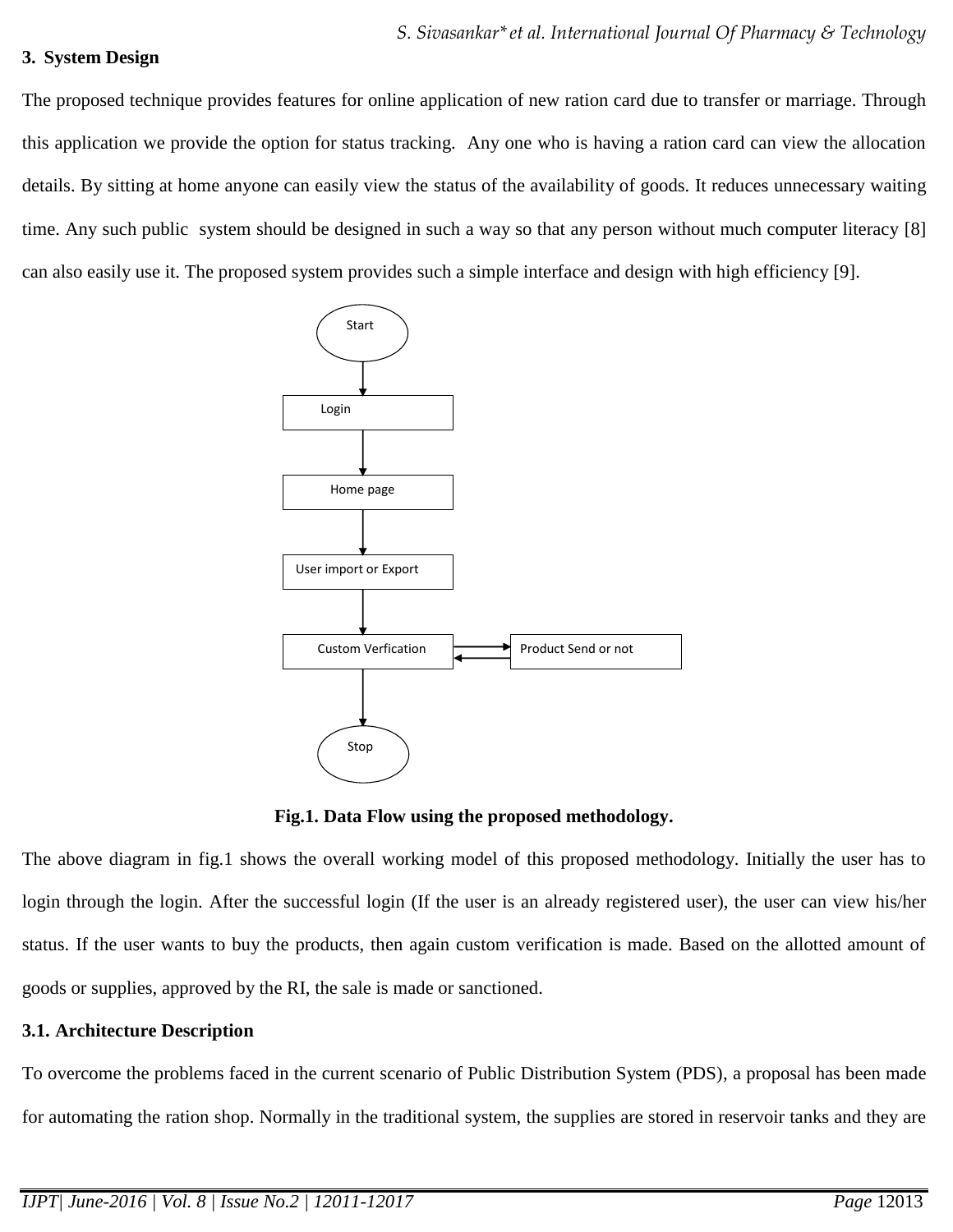## 3. System Design

The proposed technique provides features for online application of new ration card due to transfer or marriage. Through this application we provide the option for status tracking. Any one who is having a ration card can view the allocation details. By sitting at home anyone can easily view the status of the availability of goods. It reduces unnecessary waiting time. Any such public system should be designed in such a way so that any person without much computer literacy [8] can also easily use it. The proposed system provides such a simple interface and design with high efficiency [9].

Start

Login

Home page

User import or Export

Custom Verfication

Product Send or not

Stop

**Fig.1. Data Flow using the proposed methodology.**

The above diagram in fig.1 shows the overall working model of this proposed methodology. Initially the user has to login through the login. After the successful login (If the user is an already registered user), the user can view his/her status. If the user wants to buy the products, then again custom verification is made. Based on the allotted amount of goods or supplies, approved by the RI, the sale is made or sanctioned.

### 3.1. Architecture Description

To overcome the problems faced in the current scenario of Public Distribution System (PDS), a proposal has been made for automating the ration shop. Normally in the traditional system, the supplies are stored in reservoir tanks and they are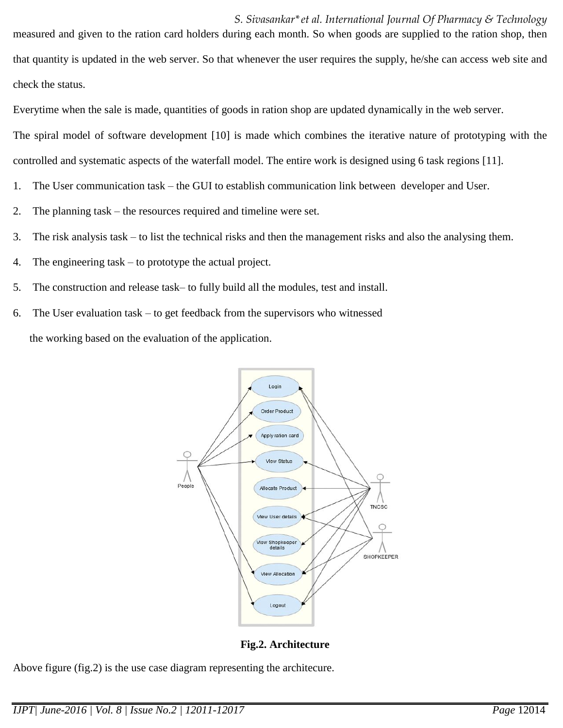measured and given to the ration card holders during each month. So when goods are supplied to the ration shop, then that quantity is updated in the web server. So that whenever the user requires the supply, he/she can access web site and check the status.

Everytime when the sale is made, quantities of goods in ration shop are updated dynamically in the web server.

The spiral model of software development [10] is made which combines the iterative nature of prototyping with the controlled and systematic aspects of the waterfall model. The entire work is designed using 6 task regions [11].

1. The User communication task – the GUI to establish communication link between developer and User.
2. The planning task – the resources required and timeline were set.
3. The risk analysis task – to list the technical risks and then the management risks and also the analysing them.
4. The engineering task – to prototype the actual project.
5. The construction and release task– to fully build all the modules, test and install.
6. The User evaluation task – to get feedback from the supervisors who witnessed the working based on the evaluation of the application.

**Fig.2. Architecture**

Above figure (fig.2) is the use case diagram representing the architecure.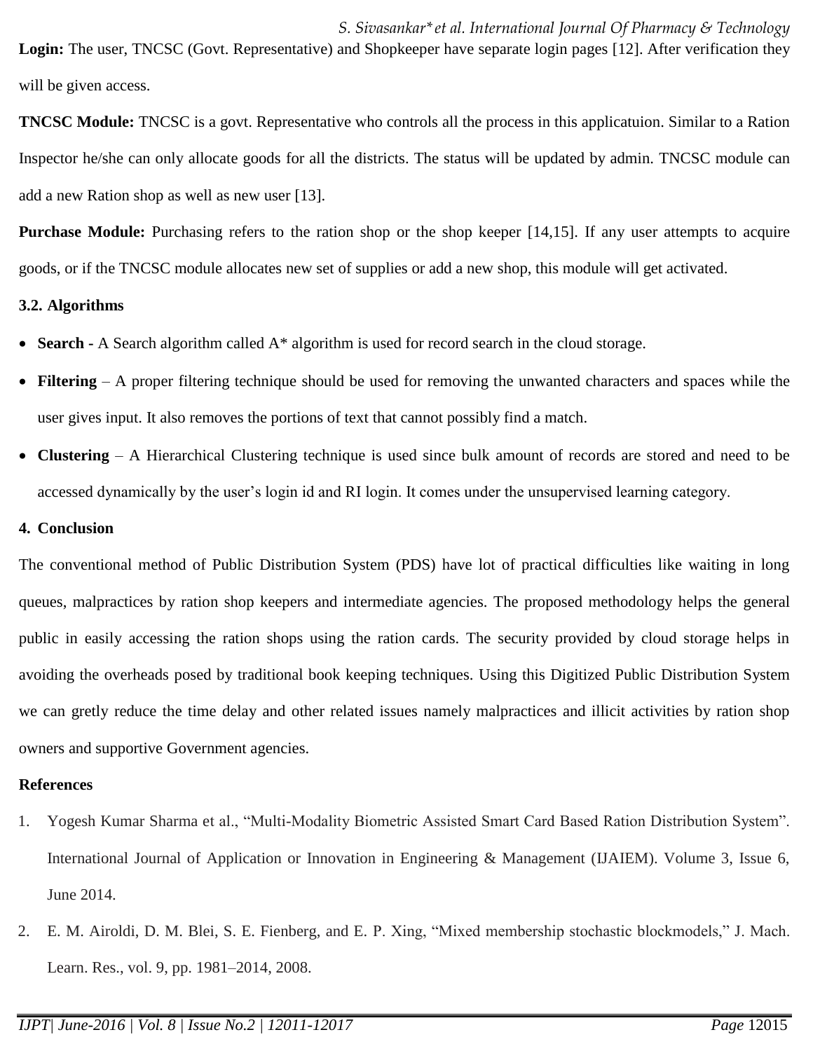**Login:** The user, TNCSC (Govt. Representative) and Shopkeeper have separate login pages [12]. After verification they will be given access.

**TNCSC Module:** TNCSC is a govt. Representative who controls all the process in this applicatuion. Similar to a Ration Inspector he/she can only allocate goods for all the districts. The status will be updated by admin. TNCSC module can add a new Ration shop as well as new user [13].

**Purchase Module:** Purchasing refers to the ration shop or the shop keeper [14,15]. If any user attempts to acquire goods, or if the TNCSC module allocates new set of supplies or add a new shop, this module will get activated.

### 3.2. Algorithms

- **Search -** A Search algorithm called A* algorithm is used for record search in the cloud storage.
- **Filtering** – A proper filtering technique should be used for removing the unwanted characters and spaces while the user gives input. It also removes the portions of text that cannot possibly find a match.
- **Clustering** – A Hierarchical Clustering technique is used since bulk amount of records are stored and need to be accessed dynamically by the user's login id and RI login. It comes under the unsupervised learning category.

## 4. Conclusion

The conventional method of Public Distribution System (PDS) have lot of practical difficulties like waiting in long queues, malpractices by ration shop keepers and intermediate agencies. The proposed methodology helps the general public in easily accessing the ration shops using the ration cards. The security provided by cloud storage helps in avoiding the overheads posed by traditional book keeping techniques. Using this Digitized Public Distribution System we can gretly reduce the time delay and other related issues namely malpractices and illicit activities by ration shop owners and supportive Government agencies.

## References

1. Yogesh Kumar Sharma et al., "Multi-Modality Biometric Assisted Smart Card Based Ration Distribution System". International Journal of Application or Innovation in Engineering & Management (IJAIEM). Volume 3, Issue 6, June 2014.
2. E. M. Airoldi, D. M. Blei, S. E. Fienberg, and E. P. Xing, "Mixed membership stochastic blockmodels," J. Mach. Learn. Res., vol. 9, pp. 1981–2014, 2008.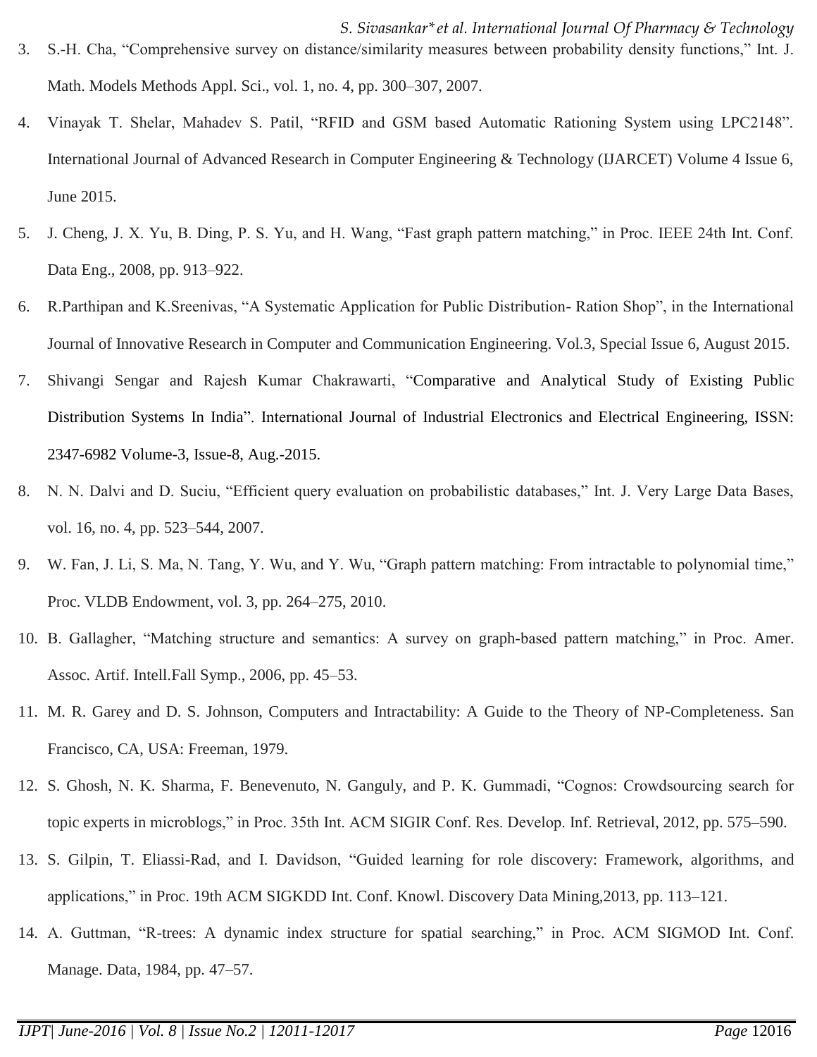3. S.-H. Cha, “Comprehensive survey on distance/similarity measures between probability density functions,” Int. J. Math. Models Methods Appl. Sci., vol. 1, no. 4, pp. 300–307, 2007.
4. Vinayak T. Shelar, Mahadev S. Patil, “RFID and GSM based Automatic Rationing System using LPC2148”. International Journal of Advanced Research in Computer Engineering & Technology (IJARCET) Volume 4 Issue 6, June 2015.
5. J. Cheng, J. X. Yu, B. Ding, P. S. Yu, and H. Wang, “Fast graph pattern matching,” in Proc. IEEE 24th Int. Conf. Data Eng., 2008, pp. 913–922.
6. R.Parthipan and K.Sreenivas, “A Systematic Application for Public Distribution- Ration Shop”, in the International Journal of Innovative Research in Computer and Communication Engineering. Vol.3, Special Issue 6, August 2015.
7. Shivangi Sengar and Rajesh Kumar Chakrawarti, “Comparative and Analytical Study of Existing Public Distribution Systems In India”. International Journal of Industrial Electronics and Electrical Engineering, ISSN: 2347-6982 Volume-3, Issue-8, Aug.-2015.
8. N. N. Dalvi and D. Suciu, “Efficient query evaluation on probabilistic databases,” Int. J. Very Large Data Bases, vol. 16, no. 4, pp. 523–544, 2007.
9. W. Fan, J. Li, S. Ma, N. Tang, Y. Wu, and Y. Wu, “Graph pattern matching: From intractable to polynomial time,” Proc. VLDB Endowment, vol. 3, pp. 264–275, 2010.
10. B. Gallagher, “Matching structure and semantics: A survey on graph-based pattern matching,” in Proc. Amer. Assoc. Artif. Intell.Fall Symp., 2006, pp. 45–53.
11. M. R. Garey and D. S. Johnson, Computers and Intractability: A Guide to the Theory of NP-Completeness. San Francisco, CA, USA: Freeman, 1979.
12. S. Ghosh, N. K. Sharma, F. Benevenuto, N. Ganguly, and P. K. Gummadi, “Cognos: Crowdsourcing search for topic experts in microblogs,” in Proc. 35th Int. ACM SIGIR Conf. Res. Develop. Inf. Retrieval, 2012, pp. 575–590.
13. S. Gilpin, T. Eliassi-Rad, and I. Davidson, “Guided learning for role discovery: Framework, algorithms, and applications,” in Proc. 19th ACM SIGKDD Int. Conf. Knowl. Discovery Data Mining,2013, pp. 113–121.
14. A. Guttman, “R-trees: A dynamic index structure for spatial searching,” in Proc. ACM SIGMOD Int. Conf. Manage. Data, 1984, pp. 47–57.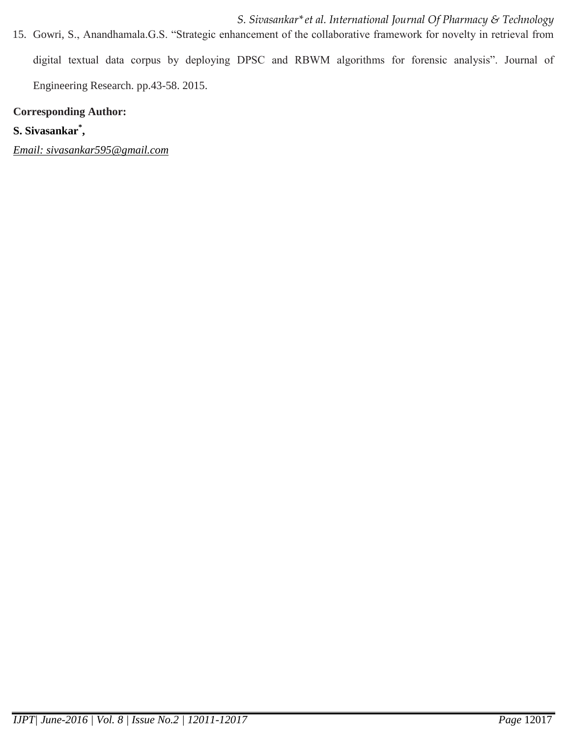15. Gowri, S., Anandhamala.G.S. "Strategic enhancement of the collaborative framework for novelty in retrieval from digital textual data corpus by deploying DPSC and RBWM algorithms for forensic analysis". Journal of Engineering Research. pp.43-58. 2015.

**Corresponding Author:**

**S. Sivasankar*,**

*Email: sivasankar595@gmail.com*